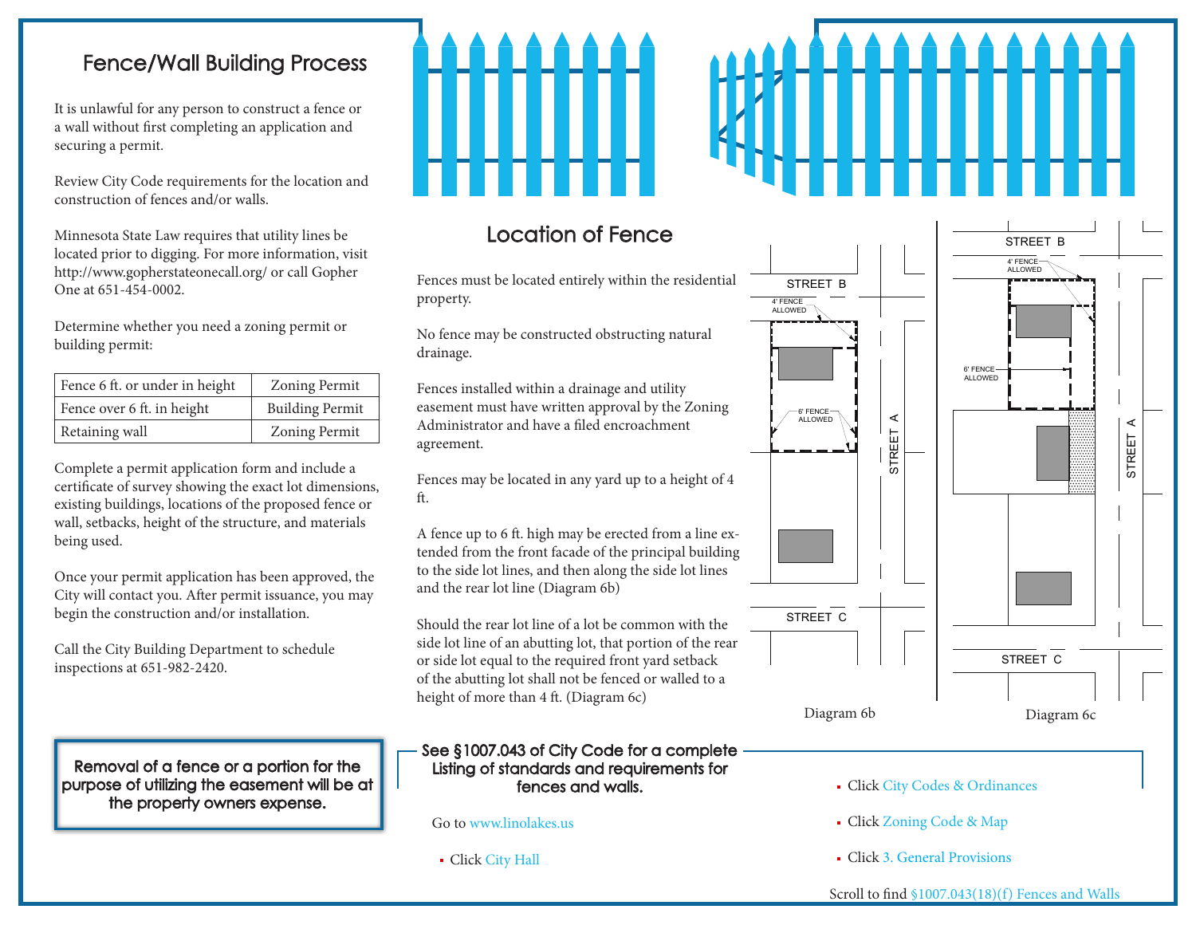## Fence/Wall Building Process

It is unlawful for any person to construct a fence or a wall without first completing an application and securing a permit.

Review City Code requirements for the location and construction of fences and/or walls.

Minnesota State Law requires that utility lines be located prior to digging. For more information, visit http://www.gopherstateonecall.org/ or call Gopher One at 651-454-0002.

Determine whether you need a zoning permit or building permit:

| Fence 6 ft. or under in height | Zoning Permit |
|---|---|
| Fence over 6 ft. in height | Building Permit |
| Retaining wall | Zoning Permit |

Complete a permit application form and include a certificate of survey showing the exact lot dimensions, existing buildings, locations of the proposed fence or wall, setbacks, height of the structure, and materials being used.

Once your permit application has been approved, the City will contact you. After permit issuance, you may begin the construction and/or installation.

Call the City Building Department to schedule inspections at 651-982-2420.

**Removal of a fence or a portion for the purpose of utilizing the easement will be at the property owners expense.**

## Location of Fence

Fences must be located entirely within the residential property.

No fence may be constructed obstructing natural drainage.

Fences installed within a drainage and utility easement must have written approval by the Zoning Administrator and have a filed encroachment agreement.

Fences may be located in any yard up to a height of 4 ft.

A fence up to 6 ft. high may be erected from a line extended from the front facade of the principal building to the side lot lines, and then along the side lot lines and the rear lot line (Diagram 6b)

Should the rear lot line of a lot be common with the side lot line of an abutting lot, that portion of the rear or side lot equal to the required front yard setback of the abutting lot shall not be fenced or walled to a height of more than 4 ft. (Diagram 6c)

STREET B | 4' FENCE ALLOWED | 6' FENCE ALLOWED | STREET A | STREET C

Diagram 6b

STREET B | 4' FENCE ALLOWED | 6' FENCE ALLOWED | STREET A | STREET C

Diagram 6c

**See §1007.043 of City Code for a complete Listing of standards and requirements for fences and walls.**

Go to www.linolakes.us

- Click City Hall
- Click City Codes & Ordinances
- Click Zoning Code & Map
- Click 3. General Provisions

Scroll to find §1007.043(18)(f) Fences and Walls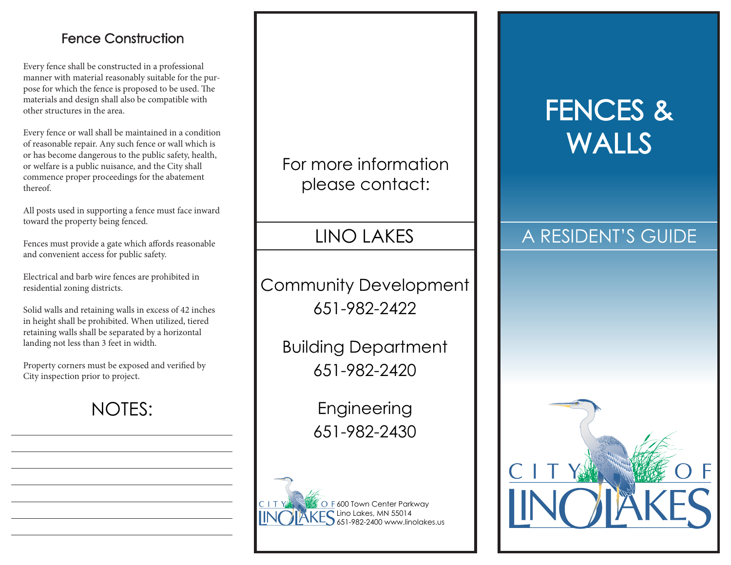## Fence Construction

Every fence shall be constructed in a professional manner with material reasonably suitable for the purpose for which the fence is proposed to be used. The materials and design shall also be compatible with other structures in the area.

Every fence or wall shall be maintained in a condition of reasonable repair. Any such fence or wall which is or has become dangerous to the public safety, health, or welfare is a public nuisance, and the City shall commence proper proceedings for the abatement thereof.

All posts used in supporting a fence must face inward toward the property being fenced.

Fences must provide a gate which affords reasonable and convenient access for public safety.

Electrical and barb wire fences are prohibited in residential zoning districts.

Solid walls and retaining walls in excess of 42 inches in height shall be prohibited. When utilized, tiered retaining walls shall be separated by a horizontal landing not less than 3 feet in width.

Property corners must be exposed and verified by City inspection prior to project.

## NOTES:

For more information please contact:

## LINO LAKES

Community Development
651-982-2422

Building Department
651-982-2420

Engineering
651-982-2430

CITY OF LINO LAKES
600 Town Center Parkway
Lino Lakes, MN 55014
651-982-2400 www.linolakes.us

# FENCES & WALLS

## A RESIDENT'S GUIDE

CITY OF LINO LAKES